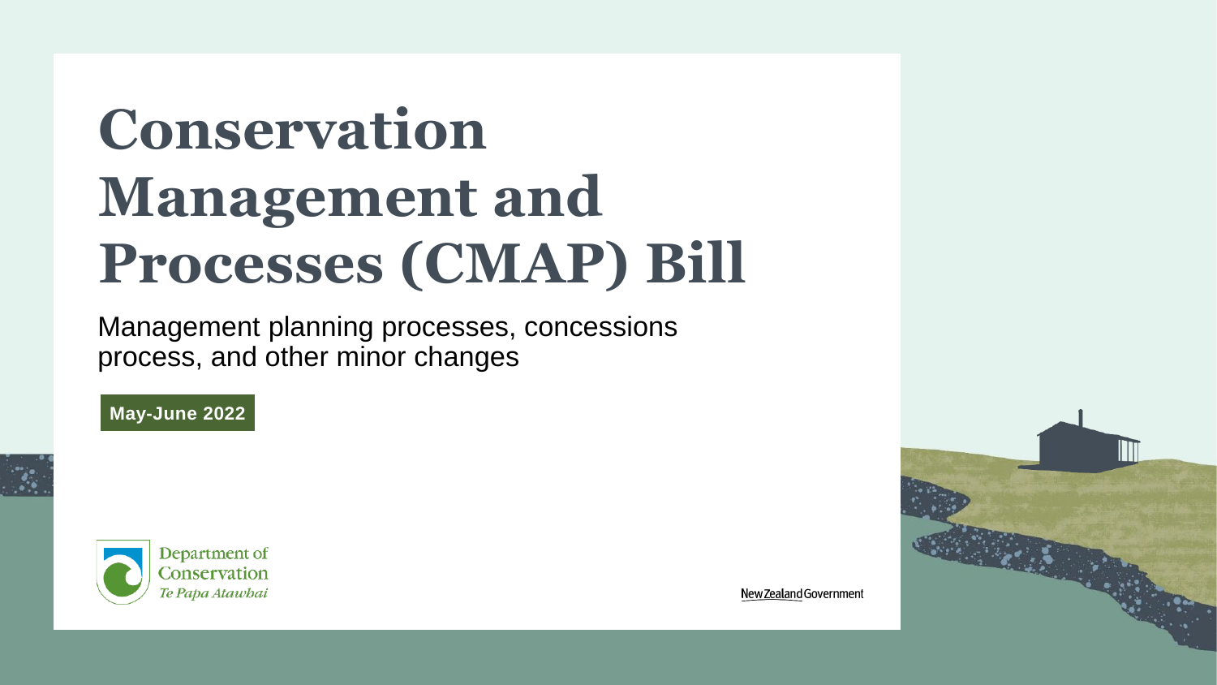# Conservation Management and Processes (CMAP) Bill

Management planning processes, concessions process, and other minor changes

**May-June 2022**

Department of Conservation
*Te Papa Atawhai*

New Zealand Government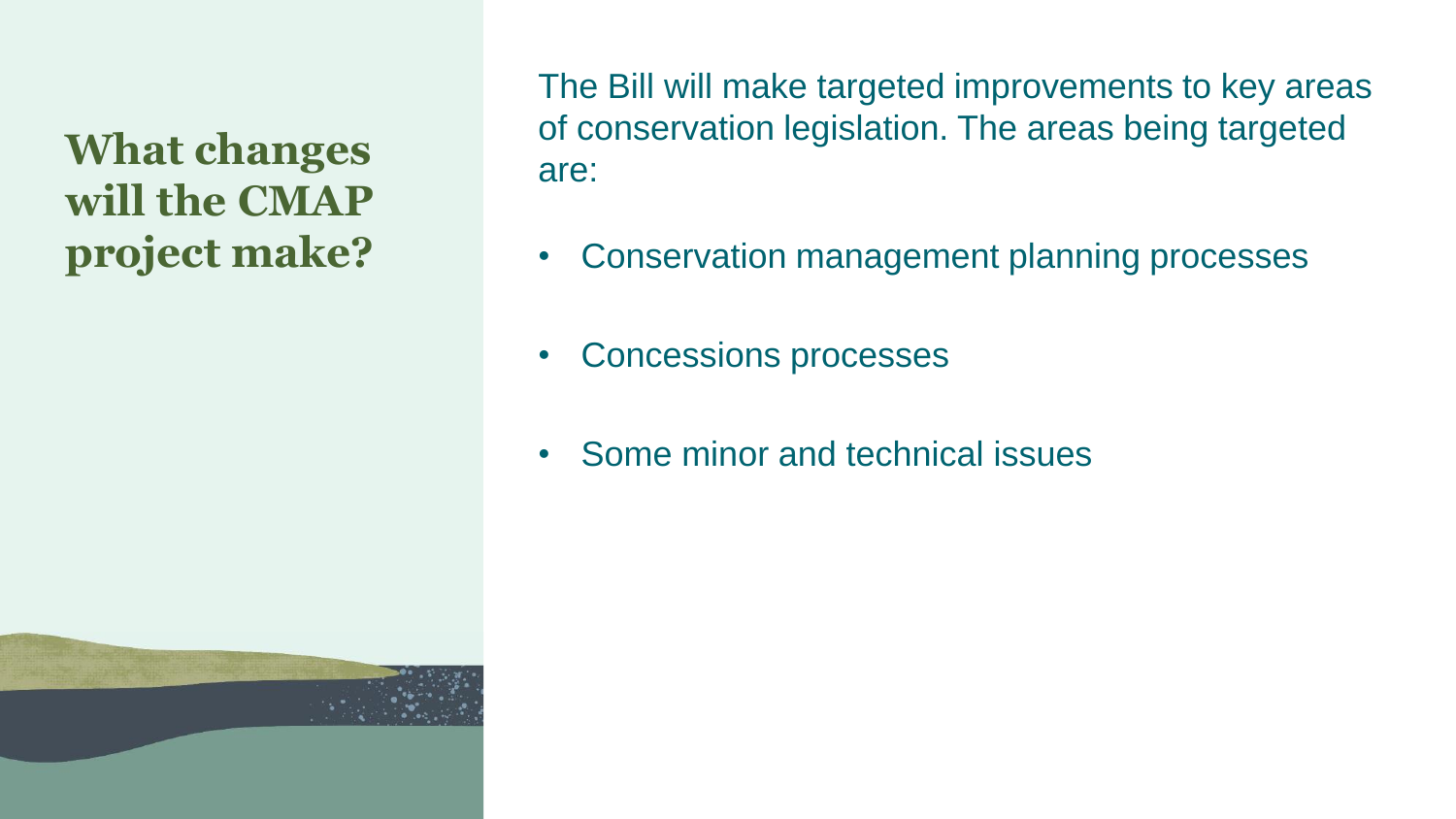## What changes will the CMAP project make?

The Bill will make targeted improvements to key areas of conservation legislation. The areas being targeted are:

- Conservation management planning processes
- Concessions processes
- Some minor and technical issues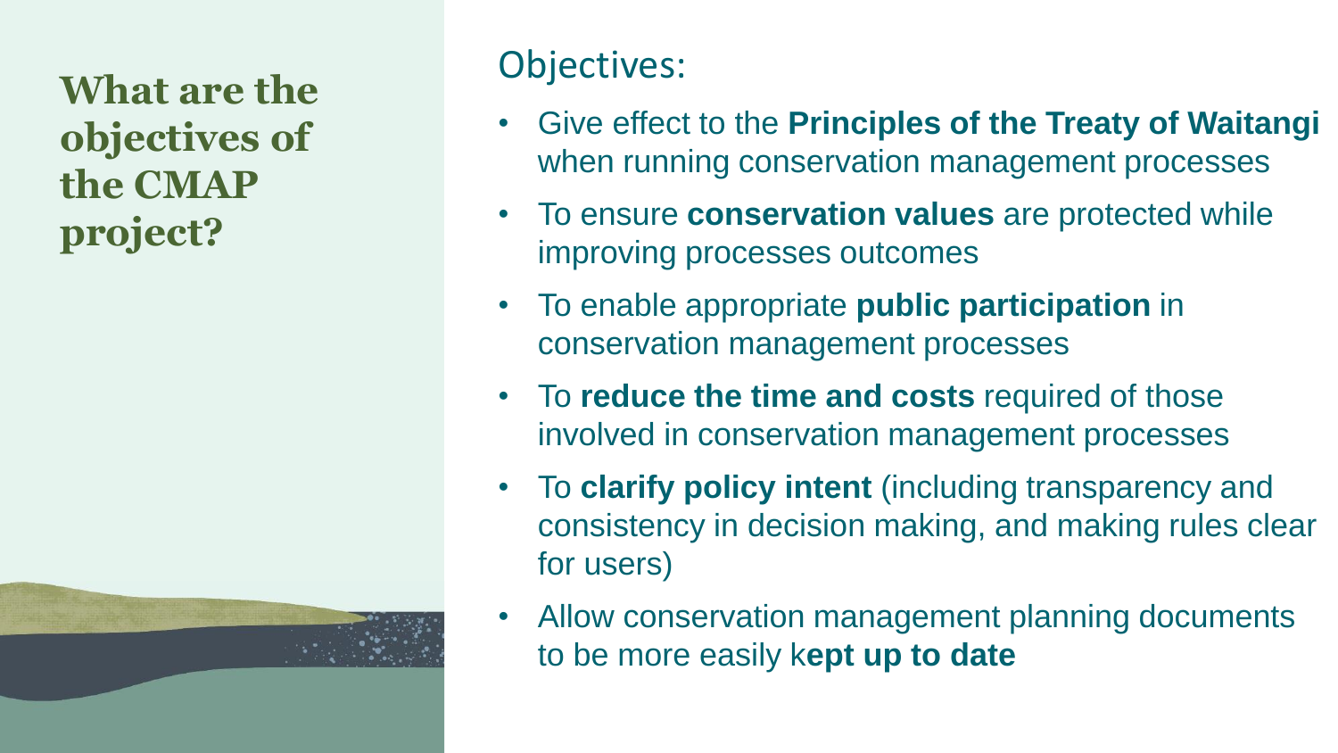# What are the objectives of the CMAP project?

## Objectives:

- Give effect to the **Principles of the Treaty of Waitangi** when running conservation management processes
- To ensure **conservation values** are protected while improving processes outcomes
- To enable appropriate **public participation** in conservation management processes
- To **reduce the time and costs** required of those involved in conservation management processes
- To **clarify policy intent** (including transparency and consistency in decision making, and making rules clear for users)
- Allow conservation management planning documents to be more easily k**ept up to date**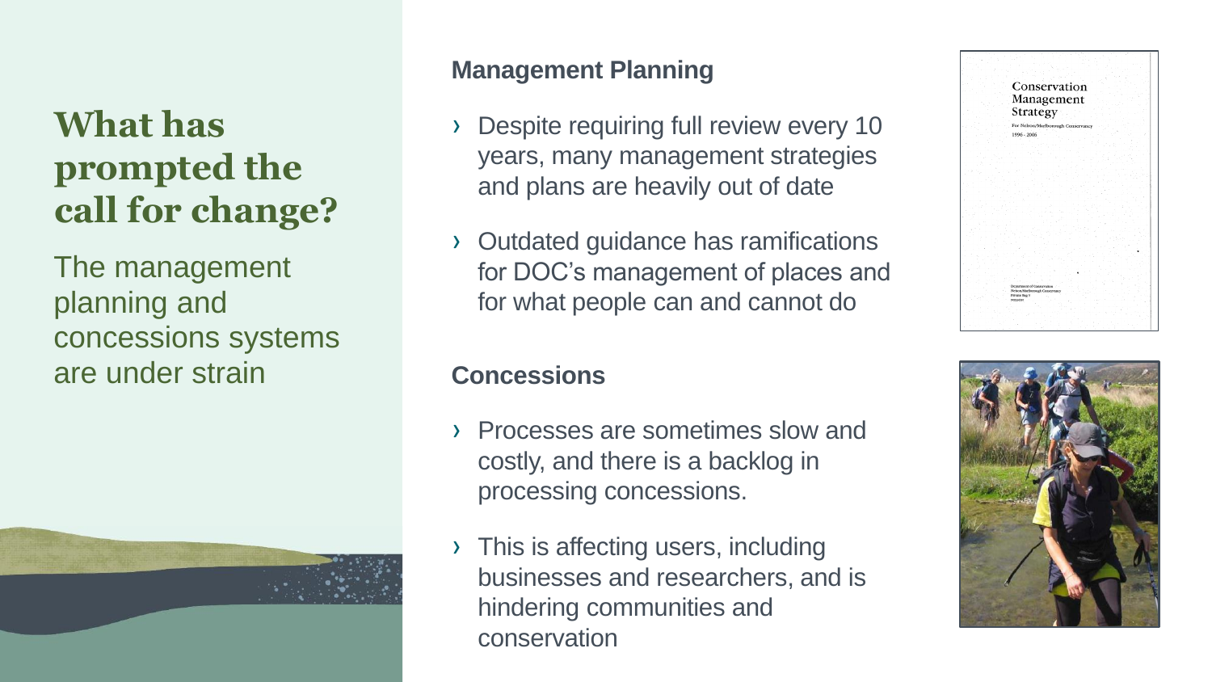# What has prompted the call for change?

The management planning and concessions systems are under strain

## Management Planning

- Despite requiring full review every 10 years, many management strategies and plans are heavily out of date
- Outdated guidance has ramifications for DOC's management of places and for what people can and cannot do

## Concessions

- Processes are sometimes slow and costly, and there is a backlog in processing concessions.
- This is affecting users, including businesses and researchers, and is hindering communities and conservation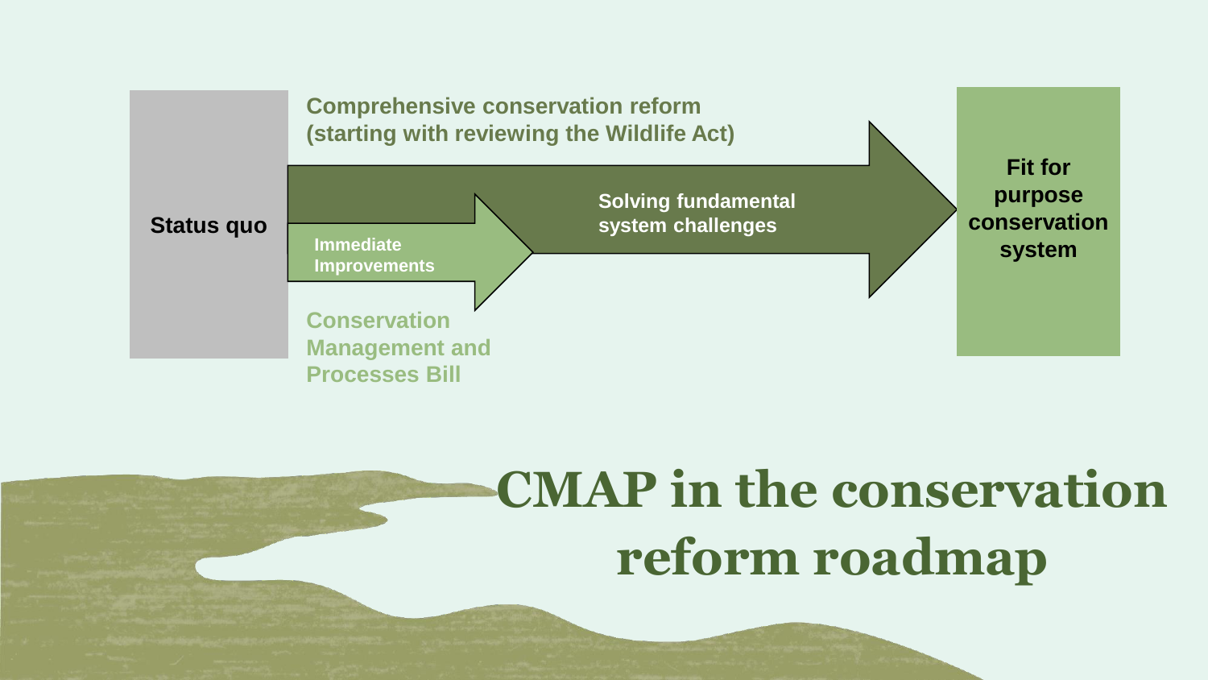# CMAP in the conservation reform roadmap

Status quo

Comprehensive conservation reform (starting with reviewing the Wildlife Act)

Immediate Improvements

Solving fundamental system challenges

Conservation Management and Processes Bill

Fit for purpose conservation system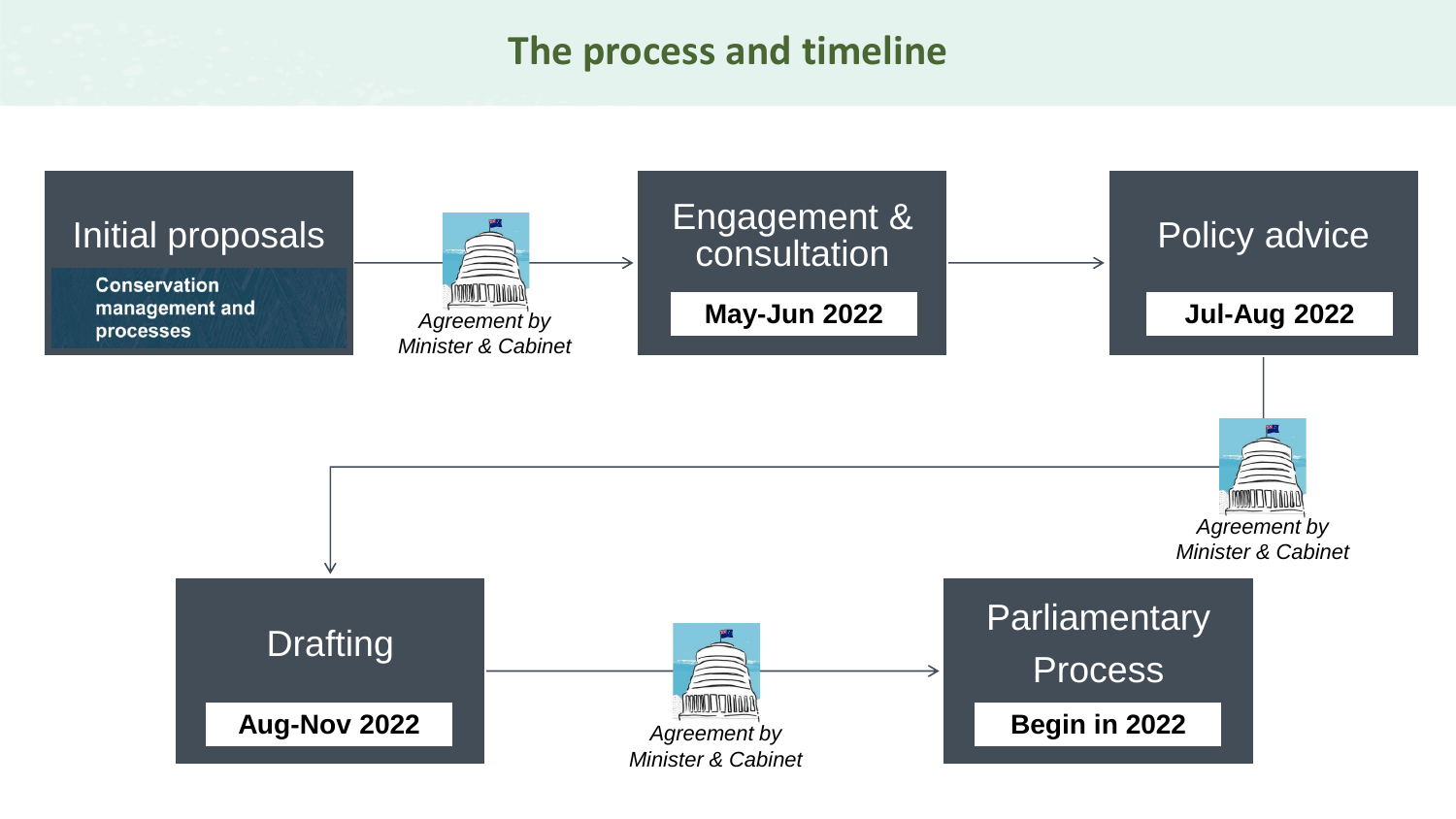## The process and timeline

1. **Initial proposals**
   - Conservation management and processes
   - *Agreement by Minister & Cabinet*
2. **Engagement & consultation** — May-Jun 2022
3. **Policy advice** — Jul-Aug 2022
   - *Agreement by Minister & Cabinet*
4. **Drafting** — Aug-Nov 2022
   - *Agreement by Minister & Cabinet*
5. **Parliamentary Process** — Begin in 2022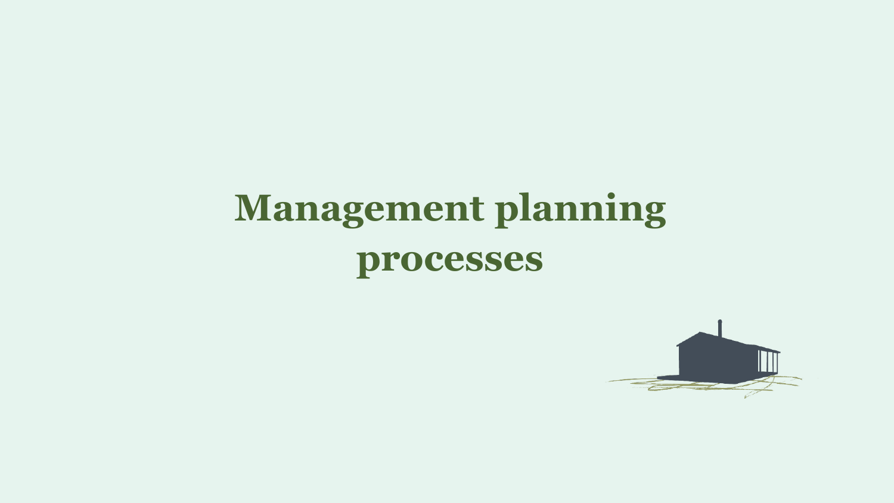# Management planning processes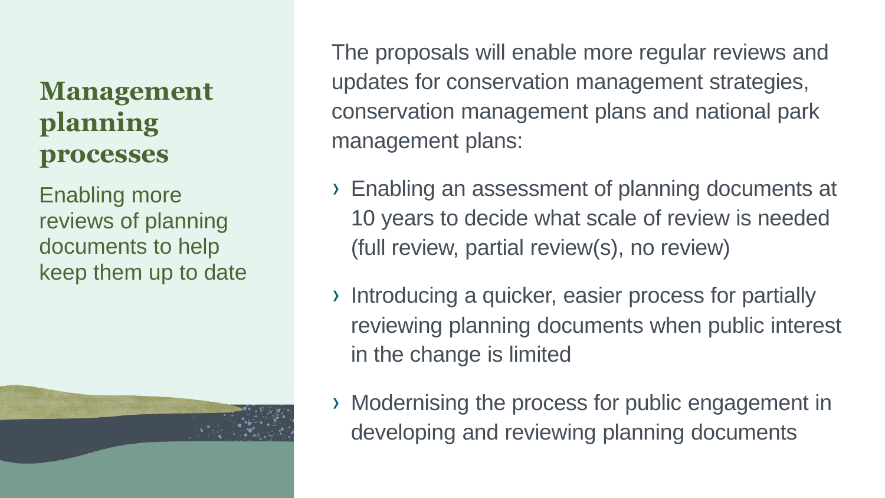# Management planning processes

Enabling more reviews of planning documents to help keep them up to date

The proposals will enable more regular reviews and updates for conservation management strategies, conservation management plans and national park management plans:

- Enabling an assessment of planning documents at 10 years to decide what scale of review is needed (full review, partial review(s), no review)
- Introducing a quicker, easier process for partially reviewing planning documents when public interest in the change is limited
- Modernising the process for public engagement in developing and reviewing planning documents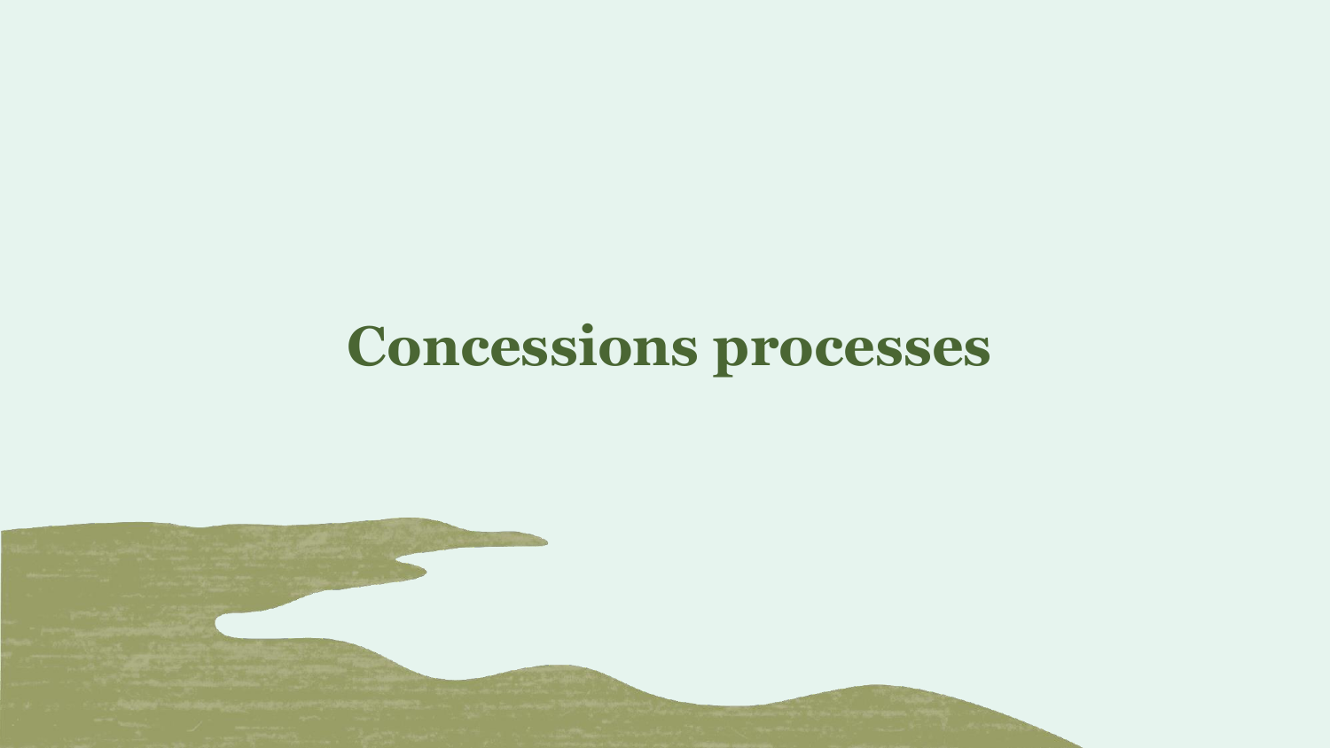# Concessions processes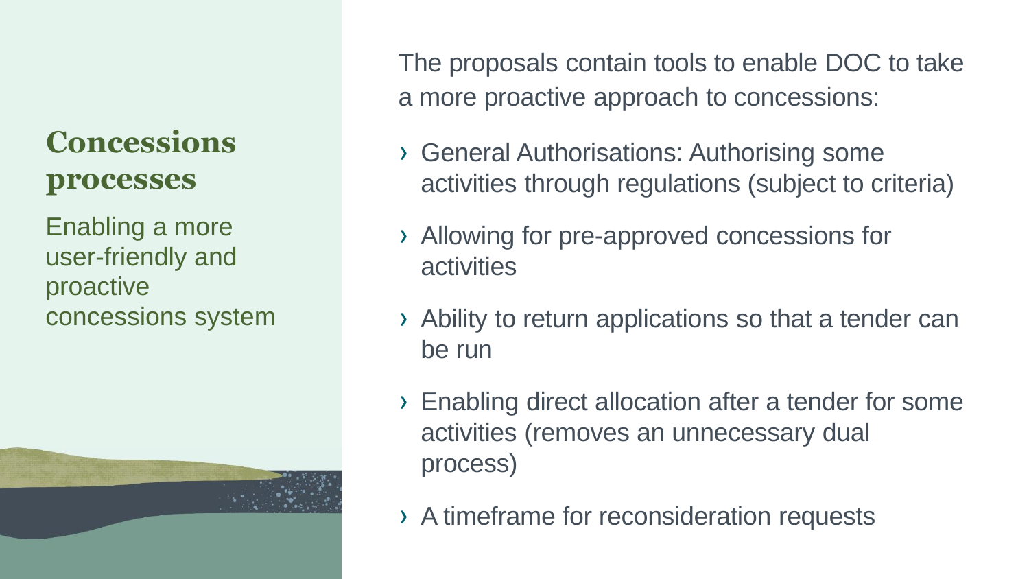## Concessions processes

Enabling a more user-friendly and proactive concessions system

The proposals contain tools to enable DOC to take a more proactive approach to concessions:

- General Authorisations: Authorising some activities through regulations (subject to criteria)
- Allowing for pre-approved concessions for activities
- Ability to return applications so that a tender can be run
- Enabling direct allocation after a tender for some activities (removes an unnecessary dual process)
- A timeframe for reconsideration requests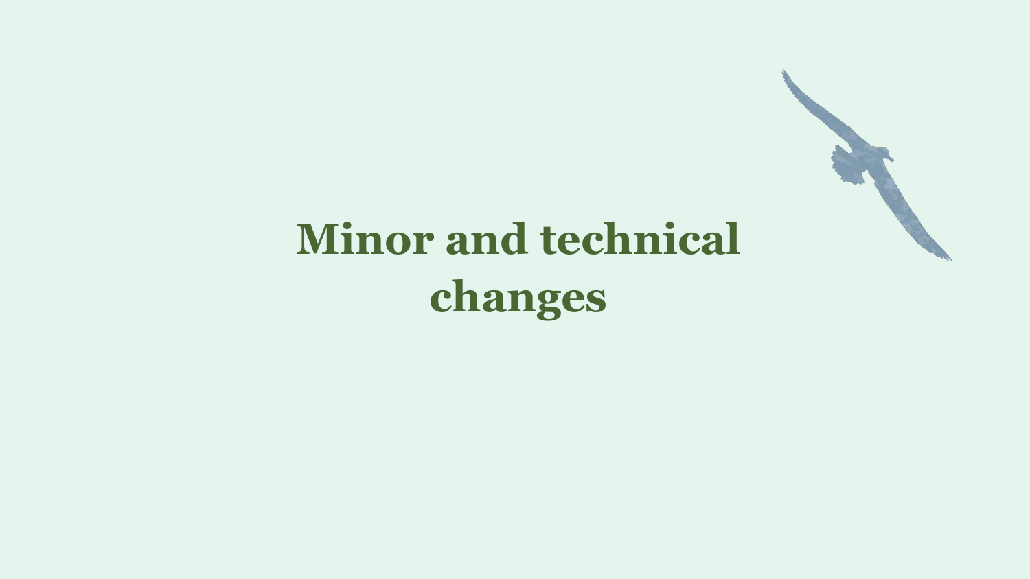# Minor and technical changes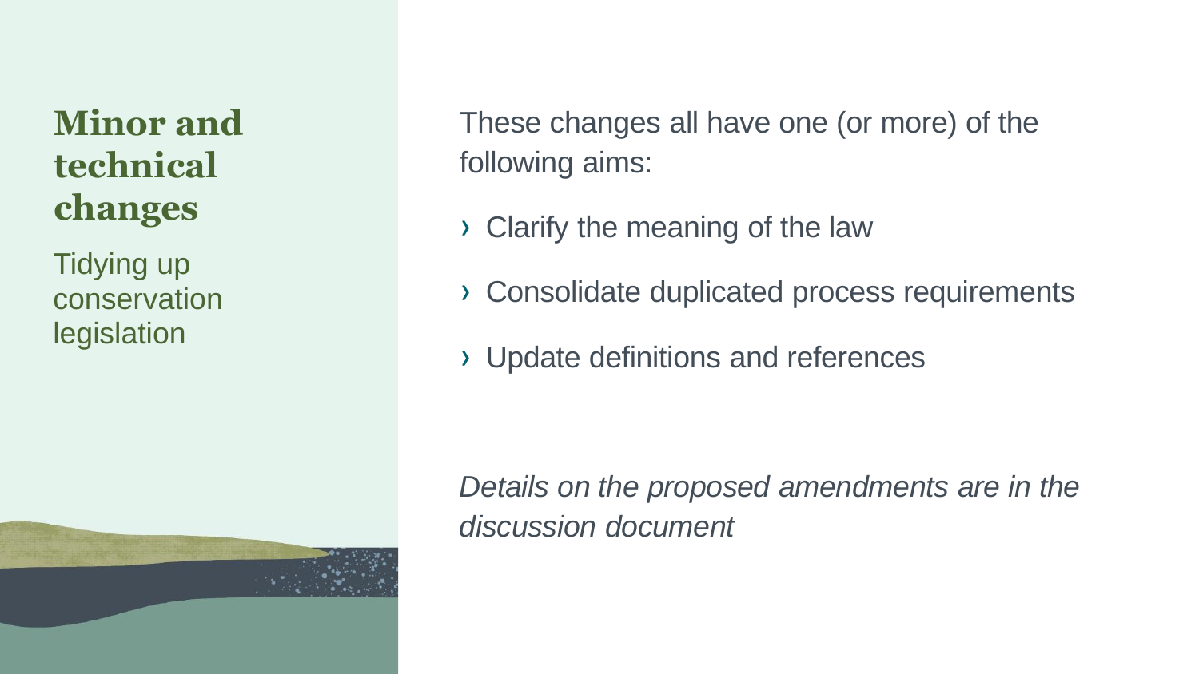# Minor and technical changes

Tidying up conservation legislation

These changes all have one (or more) of the following aims:

- Clarify the meaning of the law
- Consolidate duplicated process requirements
- Update definitions and references

*Details on the proposed amendments are in the discussion document*